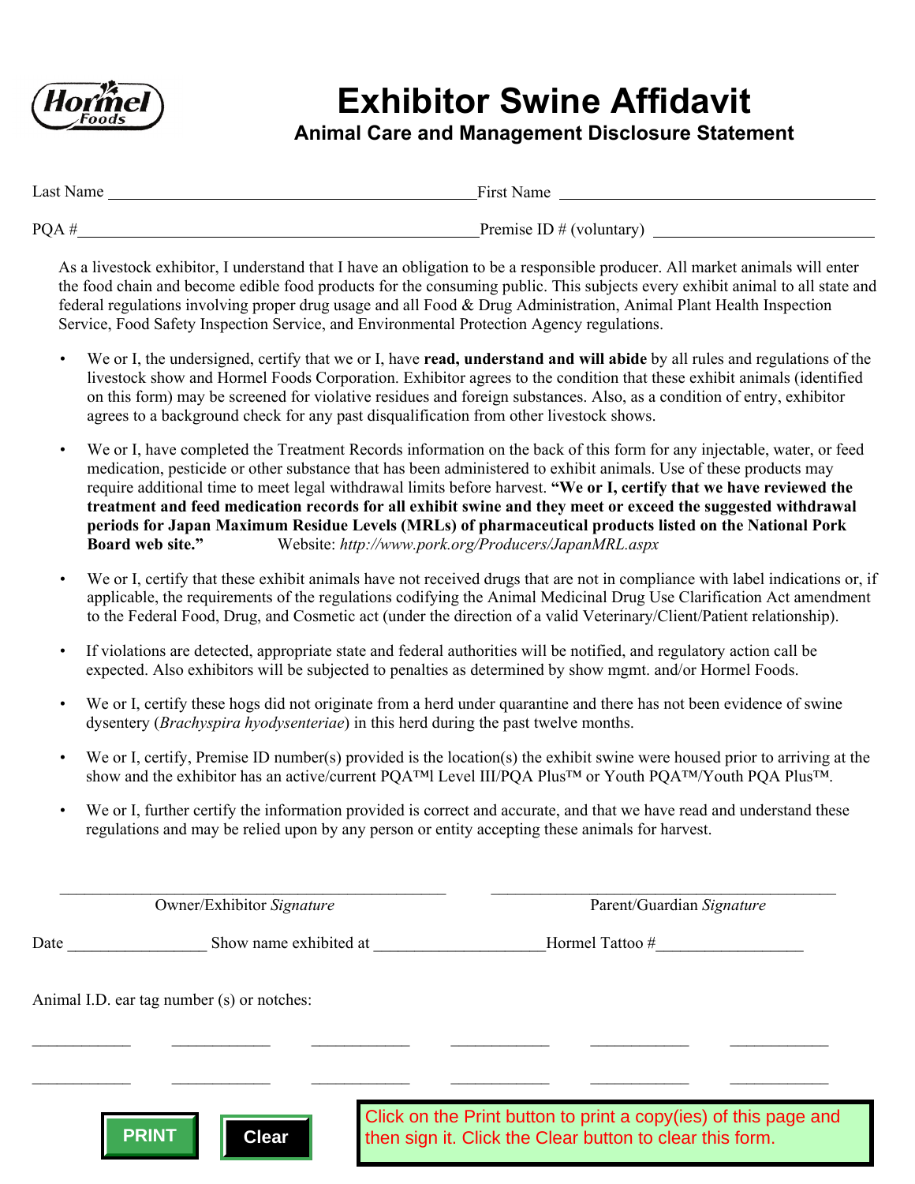Hormel Foods

# Exhibitor Swine Affidavit

## Animal Care and Management Disclosure Statement

Last Name \_\_\_\_\_\_\_\_\_\_\_\_\_\_\_\_\_\_\_\_\_\_\_\_\_\_\_\_\_\_\_\_\_\_\_\_ First Name \_\_\_\_\_\_\_\_\_\_\_\_\_\_\_\_\_\_\_\_\_\_\_\_\_\_\_\_\_\_\_\_

PQA # \_\_\_\_\_\_\_\_\_\_\_\_\_\_\_\_\_\_\_\_\_\_\_\_\_\_\_\_\_\_\_\_\_\_\_\_\_\_ Premise ID # (voluntary) \_\_\_\_\_\_\_\_\_\_\_\_\_\_\_\_\_\_\_\_\_\_\_\_

As a livestock exhibitor, I understand that I have an obligation to be a responsible producer. All market animals will enter the food chain and become edible food products for the consuming public. This subjects every exhibit animal to all state and federal regulations involving proper drug usage and all Food & Drug Administration, Animal Plant Health Inspection Service, Food Safety Inspection Service, and Environmental Protection Agency regulations.

- We or I, the undersigned, certify that we or I, have **read, understand and will abide** by all rules and regulations of the livestock show and Hormel Foods Corporation. Exhibitor agrees to the condition that these exhibit animals (identified on this form) may be screened for violative residues and foreign substances. Also, as a condition of entry, exhibitor agrees to a background check for any past disqualification from other livestock shows.
- We or I, have completed the Treatment Records information on the back of this form for any injectable, water, or feed medication, pesticide or other substance that has been administered to exhibit animals. Use of these products may require additional time to meet legal withdrawal limits before harvest. **"We or I, certify that we have reviewed the treatment and feed medication records for all exhibit swine and they meet or exceed the suggested withdrawal periods for Japan Maximum Residue Levels (MRLs) of pharmaceutical products listed on the National Pork Board web site."** Website: *http://www.pork.org/Producers/JapanMRL.aspx*
- We or I, certify that these exhibit animals have not received drugs that are not in compliance with label indications or, if applicable, the requirements of the regulations codifying the Animal Medicinal Drug Use Clarification Act amendment to the Federal Food, Drug, and Cosmetic act (under the direction of a valid Veterinary/Client/Patient relationship).
- If violations are detected, appropriate state and federal authorities will be notified, and regulatory action call be expected. Also exhibitors will be subjected to penalties as determined by show mgmt. and/or Hormel Foods.
- We or I, certify these hogs did not originate from a herd under quarantine and there has not been evidence of swine dysentery (*Brachyspira hyodysenteriae*) in this herd during the past twelve months.
- We or I, certify, Premise ID number(s) provided is the location(s) the exhibit swine were housed prior to arriving at the show and the exhibitor has an active/current PQA™l Level III/PQA Plus™ or Youth PQA™/Youth PQA Plus™.
- We or I, further certify the information provided is correct and accurate, and that we have read and understand these regulations and may be relied upon by any person or entity accepting these animals for harvest.

\_\_\_\_\_\_\_\_\_\_\_\_\_\_\_\_\_\_\_\_\_\_\_\_\_\_\_\_\_\_\_\_\_\_\_\_ \_\_\_\_\_\_\_\_\_\_\_\_\_\_\_\_\_\_\_\_\_\_\_\_\_\_\_\_\_\_\_\_\_\_\_\_

Owner/Exhibitor *Signature* Parent/Guardian *Signature*

Date \_\_\_\_\_\_\_\_\_\_\_\_\_\_ Show name exhibited at \_\_\_\_\_\_\_\_\_\_\_\_\_\_\_\_\_\_ Hormel Tattoo # \_\_\_\_\_\_\_\_\_\_\_\_\_\_\_

Animal I.D. ear tag number (s) or notches:

\_\_\_\_\_\_\_\_\_\_ \_\_\_\_\_\_\_\_\_\_ \_\_\_\_\_\_\_\_\_\_ \_\_\_\_\_\_\_\_\_\_ \_\_\_\_\_\_\_\_\_\_ \_\_\_\_\_\_\_\_\_\_

\_\_\_\_\_\_\_\_\_\_ \_\_\_\_\_\_\_\_\_\_ \_\_\_\_\_\_\_\_\_\_ \_\_\_\_\_\_\_\_\_\_ \_\_\_\_\_\_\_\_\_\_ \_\_\_\_\_\_\_\_\_\_

PRINT Clear

Click on the Print button to print a copy(ies) of this page and then sign it. Click the Clear button to clear this form.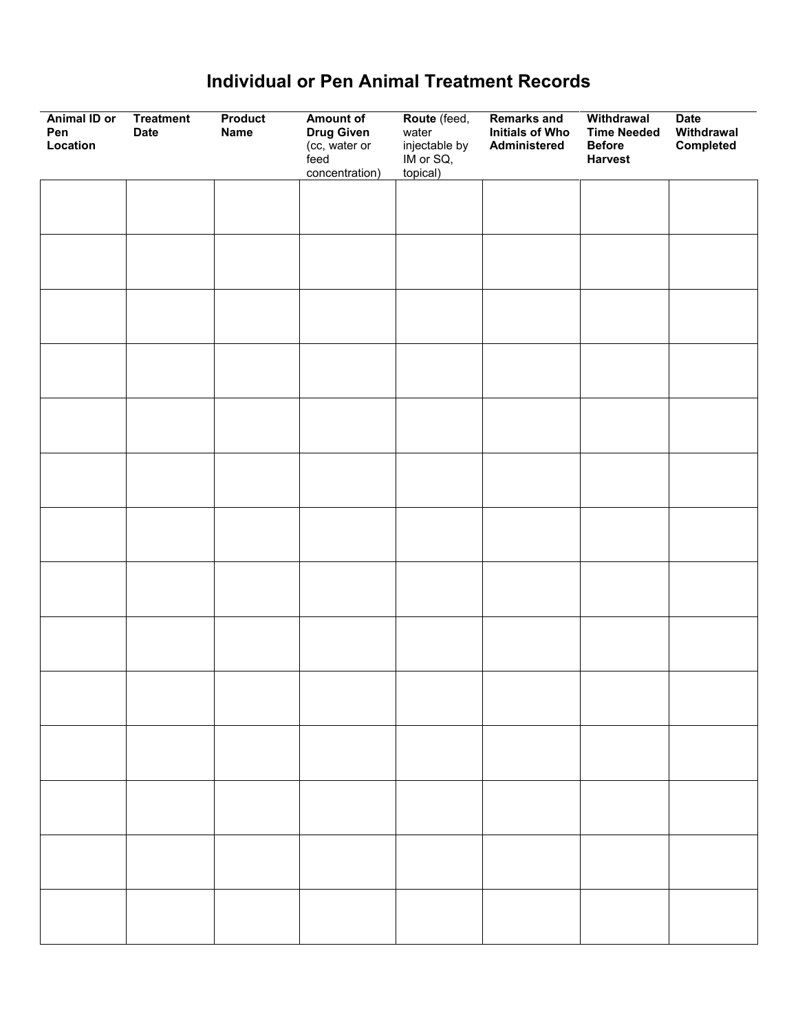# Individual or Pen Animal Treatment Records

| **Animal ID or Pen Location** | **Treatment Date** | **Product Name** | **Amount of Drug Given** (cc, water or feed concentration) | **Route** (feed, water injectable by IM or SQ, topical) | **Remarks and Initials of Who Administered** | **Withdrawal Time Needed Before Harvest** | **Date Withdrawal Completed** |
|---|---|---|---|---|---|---|---|
| | | | | | | | |
| | | | | | | | |
| | | | | | | | |
| | | | | | | | |
| | | | | | | | |
| | | | | | | | |
| | | | | | | | |
| | | | | | | | |
| | | | | | | | |
| | | | | | | | |
| | | | | | | | |
| | | | | | | | |
| | | | | | | | |
| | | | | | | | |